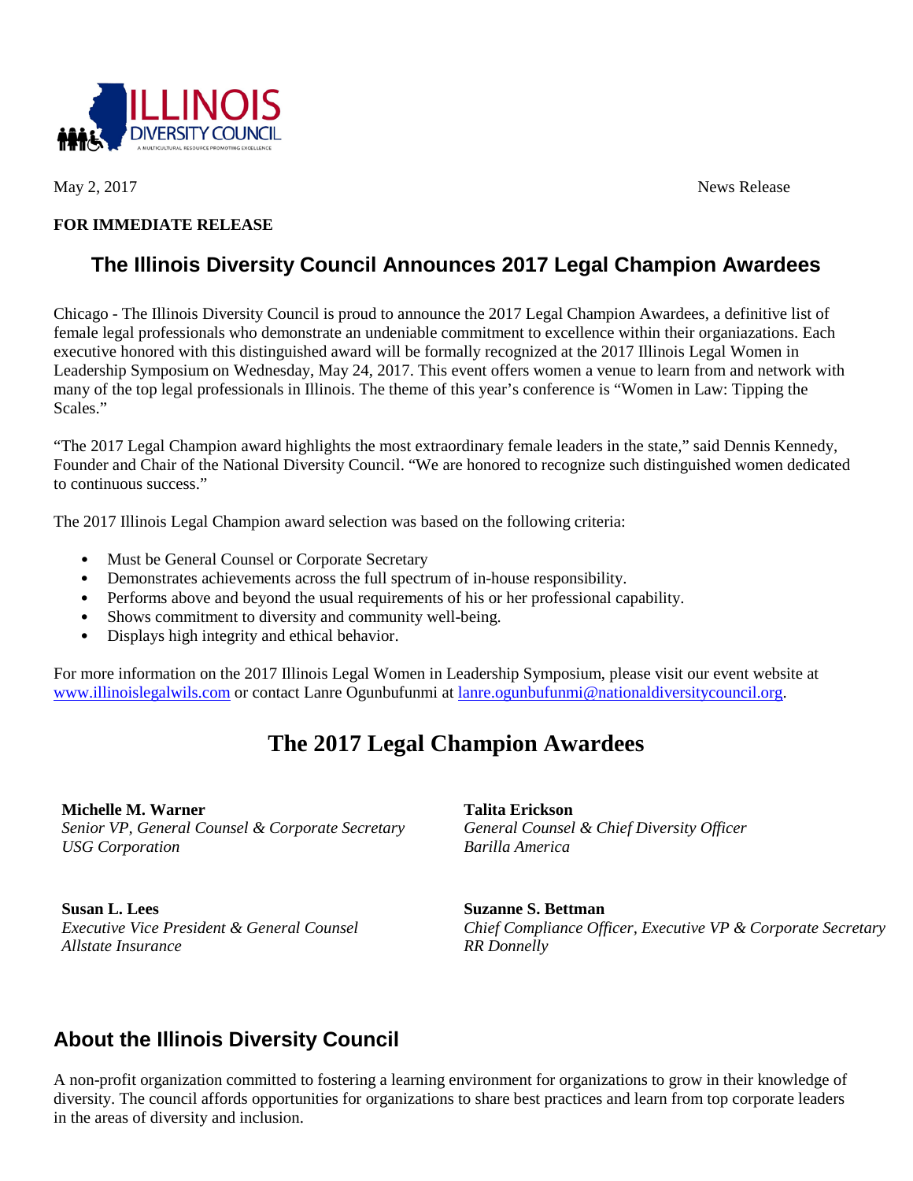ILLINOIS DIVERSITY COUNCIL

A MULTICULTURAL RESOURCE PROMOTING EXCELLENCE

May 2, 2017 News Release

**FOR IMMEDIATE RELEASE**

## The Illinois Diversity Council Announces 2017 Legal Champion Awardees

Chicago - The Illinois Diversity Council is proud to announce the 2017 Legal Champion Awardees, a definitive list of female legal professionals who demonstrate an undeniable commitment to excellence within their organiazations. Each executive honored with this distinguished award will be formally recognized at the 2017 Illinois Legal Women in Leadership Symposium on Wednesday, May 24, 2017. This event offers women a venue to learn from and network with many of the top legal professionals in Illinois. The theme of this year's conference is "Women in Law: Tipping the Scales."

"The 2017 Legal Champion award highlights the most extraordinary female leaders in the state," said Dennis Kennedy, Founder and Chair of the National Diversity Council. "We are honored to recognize such distinguished women dedicated to continuous success."

The 2017 Illinois Legal Champion award selection was based on the following criteria:

- Must be General Counsel or Corporate Secretary
- Demonstrates achievements across the full spectrum of in-house responsibility.
- Performs above and beyond the usual requirements of his or her professional capability.
- Shows commitment to diversity and community well-being.
- Displays high integrity and ethical behavior.

For more information on the 2017 Illinois Legal Women in Leadership Symposium, please visit our event website at www.illinoislegalwils.com or contact Lanre Ogunbufunmi at lanre.ogunbufunmi@nationaldiversitycouncil.org.

# The 2017 Legal Champion Awardees

**Michelle M. Warner**
*Senior VP, General Counsel & Corporate Secretary*
*USG Corporation*

**Talita Erickson**
*General Counsel & Chief Diversity Officer*
*Barilla America*

**Susan L. Lees**
*Executive Vice President & General Counsel*
*Allstate Insurance*

**Suzanne S. Bettman**
*Chief Compliance Officer, Executive VP & Corporate Secretary*
*RR Donnelly*

## About the Illinois Diversity Council

A non-profit organization committed to fostering a learning environment for organizations to grow in their knowledge of diversity. The council affords opportunities for organizations to share best practices and learn from top corporate leaders in the areas of diversity and inclusion.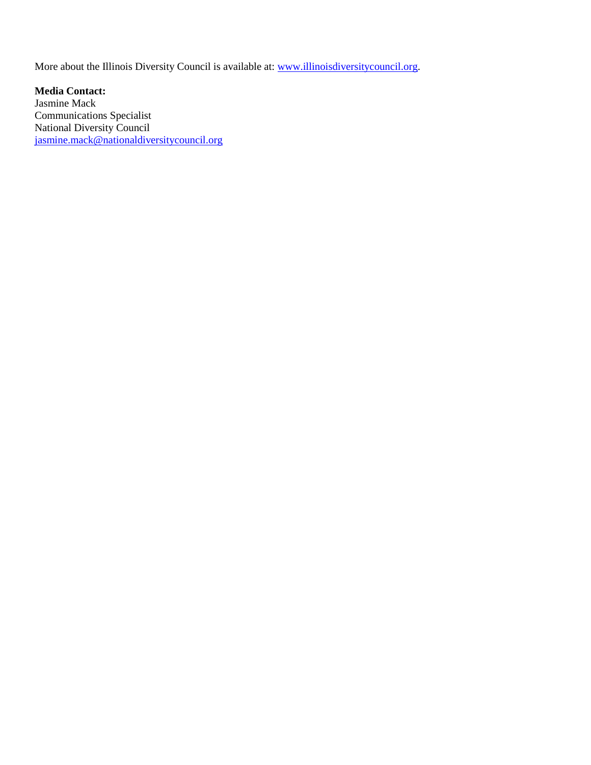More about the Illinois Diversity Council is available at: [www.illinoisdiversitycouncil.org](http://www.illinoisdiversitycouncil.org).

**Media Contact:**
Jasmine Mack
Communications Specialist
National Diversity Council
[jasmine.mack@nationaldiversitycouncil.org](mailto:jasmine.mack@nationaldiversitycouncil.org)